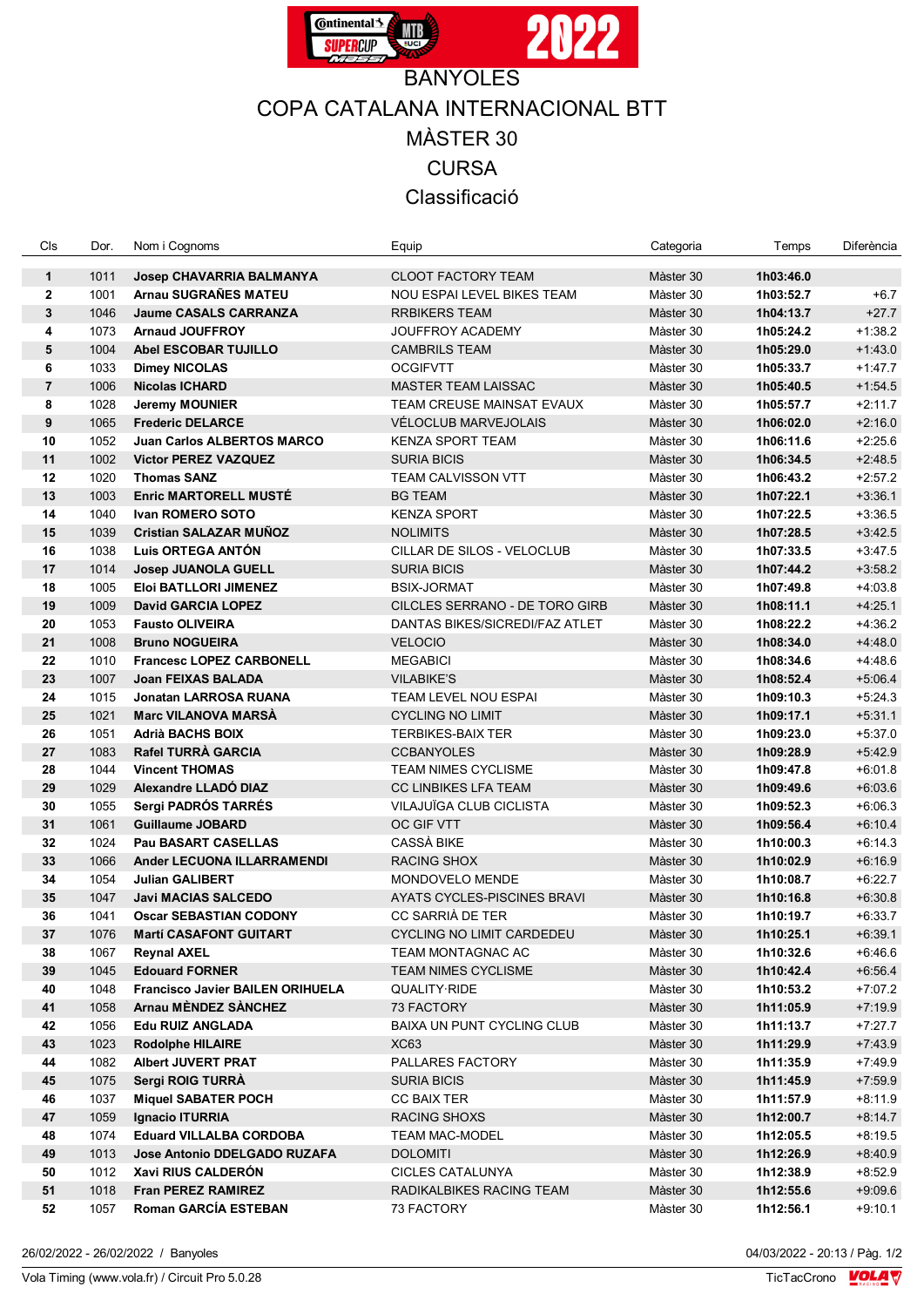# BANYOLES

## COPA CATALANA INTERNACIONAL BTT

## MÀSTER 30

## CURSA

## Classificació

| Cls | Dor. | Nom i Cognoms | Equip | Categoria | Temps | Diferència |
|---|---|---|---|---|---|---|
| **1** | 1011 | **Josep CHAVARRIA BALMANYA** | CLOOT FACTORY TEAM | Màster 30 | **1h03:46.0** | |
| **2** | 1001 | **Arnau SUGRAÑES MATEU** | NOU ESPAI LEVEL BIKES TEAM | Màster 30 | **1h03:52.7** | +6.7 |
| **3** | 1046 | **Jaume CASALS CARRANZA** | RRBIKERS TEAM | Màster 30 | **1h04:13.7** | +27.7 |
| **4** | 1073 | **Arnaud JOUFFROY** | JOUFFROY ACADEMY | Màster 30 | **1h05:24.2** | +1:38.2 |
| **5** | 1004 | **Abel ESCOBAR TUJILLO** | CAMBRILS TEAM | Màster 30 | **1h05:29.0** | +1:43.0 |
| **6** | 1033 | **Dimey NICOLAS** | OCGIFVTT | Màster 30 | **1h05:33.7** | +1:47.7 |
| **7** | 1006 | **Nicolas ICHARD** | MASTER TEAM LAISSAC | Màster 30 | **1h05:40.5** | +1:54.5 |
| **8** | 1028 | **Jeremy MOUNIER** | TEAM CREUSE MAINSAT EVAUX | Màster 30 | **1h05:57.7** | +2:11.7 |
| **9** | 1065 | **Frederic DELARCE** | VÉLOCLUB MARVEJOLAIS | Màster 30 | **1h06:02.0** | +2:16.0 |
| **10** | 1052 | **Juan Carlos ALBERTOS MARCO** | KENZA SPORT TEAM | Màster 30 | **1h06:11.6** | +2:25.6 |
| **11** | 1002 | **Victor PEREZ VAZQUEZ** | SURIA BICIS | Màster 30 | **1h06:34.5** | +2:48.5 |
| **12** | 1020 | **Thomas SANZ** | TEAM CALVISSON VTT | Màster 30 | **1h06:43.2** | +2:57.2 |
| **13** | 1003 | **Enric MARTORELL MUSTÉ** | BG TEAM | Màster 30 | **1h07:22.1** | +3:36.1 |
| **14** | 1040 | **Ivan ROMERO SOTO** | KENZA SPORT | Màster 30 | **1h07:22.5** | +3:36.5 |
| **15** | 1039 | **Cristian SALAZAR MUÑOZ** | NOLIMITS | Màster 30 | **1h07:28.5** | +3:42.5 |
| **16** | 1038 | **Luis ORTEGA ANTÓN** | CILLAR DE SILOS - VELOCLUB | Màster 30 | **1h07:33.5** | +3:47.5 |
| **17** | 1014 | **Josep JUANOLA GUELL** | SURIA BICIS | Màster 30 | **1h07:44.2** | +3:58.2 |
| **18** | 1005 | **Eloi BATLLORI JIMENEZ** | BSIX-JORMAT | Màster 30 | **1h07:49.8** | +4:03.8 |
| **19** | 1009 | **David GARCIA LOPEZ** | CICLCES SERRANO - DE TORO GIRB | Màster 30 | **1h08:11.1** | +4:25.1 |
| **20** | 1053 | **Fausto OLIVEIRA** | DANTAS BIKES/SICREDI/FAZ ATLET | Màster 30 | **1h08:22.2** | +4:36.2 |
| **21** | 1008 | **Bruno NOGUEIRA** | VELOCIO | Màster 30 | **1h08:34.0** | +4:48.0 |
| **22** | 1010 | **Francesc LOPEZ CARBONELL** | MEGABICI | Màster 30 | **1h08:34.6** | +4:48.6 |
| **23** | 1007 | **Joan FEIXAS BALADA** | VILABIKE'S | Màster 30 | **1h08:52.4** | +5:06.4 |
| **24** | 1015 | **Jonatan LARROSA RUANA** | TEAM LEVEL NOU ESPAI | Màster 30 | **1h09:10.3** | +5:24.3 |
| **25** | 1021 | **Marc VILANOVA MARSÀ** | CYCLING NO LIMIT | Màster 30 | **1h09:17.1** | +5:31.1 |
| **26** | 1051 | **Adrià BACHS BOIX** | TERBIKES-BAIX TER | Màster 30 | **1h09:23.0** | +5:37.0 |
| **27** | 1083 | **Rafel TURRÀ GARCIA** | CCBANYOLES | Màster 30 | **1h09:28.9** | +5:42.9 |
| **28** | 1044 | **Vincent THOMAS** | TEAM NIMES CYCLISME | Màster 30 | **1h09:47.8** | +6:01.8 |
| **29** | 1029 | **Alexandre LLADÓ DIAZ** | CC LINBIKES LFA TEAM | Màster 30 | **1h09:49.6** | +6:03.6 |
| **30** | 1055 | **Sergi PADRÓS TARRÉS** | VILAJUÏGA CLUB CICLISTA | Màster 30 | **1h09:52.3** | +6:06.3 |
| **31** | 1061 | **Guillaume JOBARD** | OC GIF VTT | Màster 30 | **1h09:56.4** | +6:10.4 |
| **32** | 1024 | **Pau BASART CASELLAS** | CASSÀ BIKE | Màster 30 | **1h10:00.3** | +6:14.3 |
| **33** | 1066 | **Ander LECUONA ILLARRAMENDI** | RACING SHOX | Màster 30 | **1h10:02.9** | +6:16.9 |
| **34** | 1054 | **Julian GALIBERT** | MONDOVELO MENDE | Màster 30 | **1h10:08.7** | +6:22.7 |
| **35** | 1047 | **Javi MACIAS SALCEDO** | AYATS CYCLES-PISCINES BRAVI | Màster 30 | **1h10:16.8** | +6:30.8 |
| **36** | 1041 | **Oscar SEBASTIAN CODONY** | CC SARRIÀ DE TER | Màster 30 | **1h10:19.7** | +6:33.7 |
| **37** | 1076 | **Martí CASAFONT GUITART** | CYCLING NO LIMIT CARDEDEU | Màster 30 | **1h10:25.1** | +6:39.1 |
| **38** | 1067 | **Reynal AXEL** | TEAM MONTAGNAC AC | Màster 30 | **1h10:32.6** | +6:46.6 |
| **39** | 1045 | **Edouard FORNER** | TEAM NIMES CYCLISME | Màster 30 | **1h10:42.4** | +6:56.4 |
| **40** | 1048 | **Francisco Javier BAILEN ORIHUELA** | QUALITY·RIDE | Màster 30 | **1h10:53.2** | +7:07.2 |
| **41** | 1058 | **Arnau MÈNDEZ SÀNCHEZ** | 73 FACTORY | Màster 30 | **1h11:05.9** | +7:19.9 |
| **42** | 1056 | **Edu RUIZ ANGLADA** | BAIXA UN PUNT CYCLING CLUB | Màster 30 | **1h11:13.7** | +7:27.7 |
| **43** | 1023 | **Rodolphe HILAIRE** | XC63 | Màster 30 | **1h11:29.9** | +7:43.9 |
| **44** | 1082 | **Albert JUVERT PRAT** | PALLARES FACTORY | Màster 30 | **1h11:35.9** | +7:49.9 |
| **45** | 1075 | **Sergi ROIG TURRÀ** | SURIA BICIS | Màster 30 | **1h11:45.9** | +7:59.9 |
| **46** | 1037 | **Miquel SABATER POCH** | CC BAIX TER | Màster 30 | **1h11:57.9** | +8:11.9 |
| **47** | 1059 | **Ignacio ITURRIA** | RACING SHOXS | Màster 30 | **1h12:00.7** | +8:14.7 |
| **48** | 1074 | **Eduard VILLALBA CORDOBA** | TEAM MAC-MODEL | Màster 30 | **1h12:05.5** | +8:19.5 |
| **49** | 1013 | **Jose Antonio DDELGADO RUZAFA** | DOLOMITI | Màster 30 | **1h12:26.9** | +8:40.9 |
| **50** | 1012 | **Xavi RIUS CALDERÓN** | CICLES CATALUNYA | Màster 30 | **1h12:38.9** | +8:52.9 |
| **51** | 1018 | **Fran PEREZ RAMIREZ** | RADIKALBIKES RACING TEAM | Màster 30 | **1h12:55.6** | +9:09.6 |
| **52** | 1057 | **Roman GARCÍA ESTEBAN** | 73 FACTORY | Màster 30 | **1h12:56.1** | +9:10.1 |

26/02/2022 - 26/02/2022 / Banyoles

04/03/2022 - 20:13

Vola Timing (www.vola.fr) / Circuit Pro 5.0.28

TicTacCrono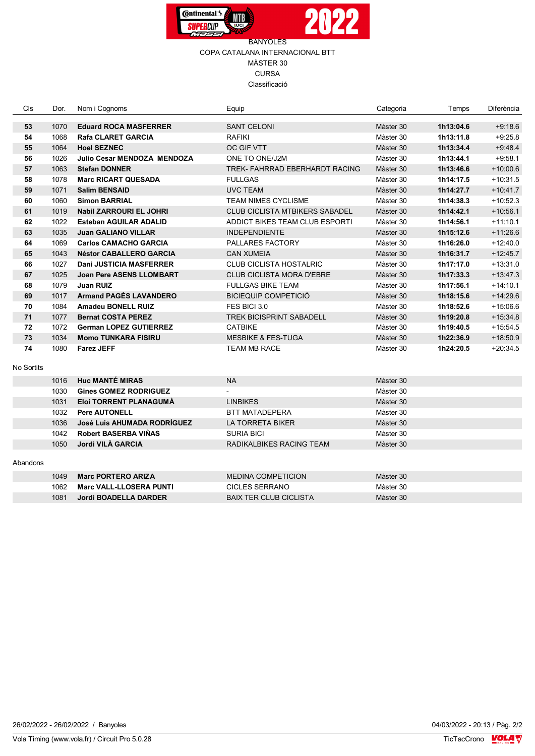BANYOLES
COPA CATALANA INTERNACIONAL BTT
MÀSTER 30
CURSA
Classificació

| Cls | Dor. | Nom i Cognoms | Equip | Categoria | Temps | Diferència |
|---|---|---|---|---|---|---|
| **53** | 1070 | **Eduard ROCA MASFERRER** | SANT CELONI | Màster 30 | **1h13:04.6** | +9:18.6 |
| **54** | 1068 | **Rafa CLARET GARCIA** | RAFIKI | Màster 30 | **1h13:11.8** | +9:25.8 |
| **55** | 1064 | **Hoel SEZNEC** | OC GIF VTT | Màster 30 | **1h13:34.4** | +9:48.4 |
| **56** | 1026 | **Julio Cesar MENDOZA MENDOZA** | ONE TO ONE/J2M | Màster 30 | **1h13:44.1** | +9:58.1 |
| **57** | 1063 | **Stefan DONNER** | TREK- FAHRRAD EBERHARDT RACING | Màster 30 | **1h13:46.6** | +10:00.6 |
| **58** | 1078 | **Marc RICART QUESADA** | FULLGAS | Màster 30 | **1h14:17.5** | +10:31.5 |
| **59** | 1071 | **Salim BENSAID** | UVC TEAM | Màster 30 | **1h14:27.7** | +10:41.7 |
| **60** | 1060 | **Simon BARRIAL** | TEAM NIMES CYCLISME | Màster 30 | **1h14:38.3** | +10:52.3 |
| **61** | 1019 | **Nabil ZARROURI EL JOHRI** | CLUB CICLISTA MTBIKERS SABADEL | Màster 30 | **1h14:42.1** | +10:56.1 |
| **62** | 1022 | **Esteban AGUILAR ADALID** | ADDICT BIKES TEAM CLUB ESPORTI | Màster 30 | **1h14:56.1** | +11:10.1 |
| **63** | 1035 | **Juan GALIANO VILLAR** | INDEPENDIENTE | Màster 30 | **1h15:12.6** | +11:26.6 |
| **64** | 1069 | **Carlos CAMACHO GARCIA** | PALLARES FACTORY | Màster 30 | **1h16:26.0** | +12:40.0 |
| **65** | 1043 | **Néstor CABALLERO GARCIA** | CAN XUMEIA | Màster 30 | **1h16:31.7** | +12:45.7 |
| **66** | 1027 | **Dani JUSTICIA MASFERRER** | CLUB CICLISTA HOSTALRIC | Màster 30 | **1h17:17.0** | +13:31.0 |
| **67** | 1025 | **Joan Pere ASENS LLOMBART** | CLUB CICLISTA MORA D'EBRE | Màster 30 | **1h17:33.3** | +13:47.3 |
| **68** | 1079 | **Juan RUIZ** | FULLGAS BIKE TEAM | Màster 30 | **1h17:56.1** | +14:10.1 |
| **69** | 1017 | **Armand PAGÈS LAVANDERO** | BICIEQUIP COMPETICIÓ | Màster 30 | **1h18:15.6** | +14:29.6 |
| **70** | 1084 | **Amadeu BONELL RUIZ** | FES BICI 3.0 | Màster 30 | **1h18:52.6** | +15:06.6 |
| **71** | 1077 | **Bernat COSTA PEREZ** | TREK BICISPRINT SABADELL | Màster 30 | **1h19:20.8** | +15:34.8 |
| **72** | 1072 | **German LOPEZ GUTIERREZ** | CATBIKE | Màster 30 | **1h19:40.5** | +15:54.5 |
| **73** | 1034 | **Momo TUNKARA FISIRU** | MESBIKE & FES-TUGA | Màster 30 | **1h22:36.9** | +18:50.9 |
| **74** | 1080 | **Farez JEFF** | TEAM MB RACE | Màster 30 | **1h24:20.5** | +20:34.5 |

No Sortits

| | Dor. | Nom i Cognoms | Equip | Categoria |
|---|---|---|---|---|
| | 1016 | **Huc MANTÉ MIRAS** | NA | Màster 30 |
| | 1030 | **Gines GOMEZ RODRIGUEZ** | - | Màster 30 |
| | 1031 | **Eloi TORRENT PLANAGUMÀ** | LINBIKES | Màster 30 |
| | 1032 | **Pere AUTONELL** | BTT MATADEPERA | Màster 30 |
| | 1036 | **José Luis AHUMADA RODRÍGUEZ** | LA TORRETA BIKER | Màster 30 |
| | 1042 | **Robert BASERBA VIÑAS** | SURIA BICI | Màster 30 |
| | 1050 | **Jordi VILÀ GARCIA** | RADIKALBIKES RACING TEAM | Màster 30 |

Abandons

| | Dor. | Nom i Cognoms | Equip | Categoria |
|---|---|---|---|---|
| | 1049 | **Marc PORTERO ARIZA** | MEDINA COMPETICION | Màster 30 |
| | 1062 | **Marc VALL-LLOSERA PUNTI** | CICLES SERRANO | Màster 30 |
| | 1081 | **Jordi BOADELLA DARDER** | BAIX TER CLUB CICLISTA | Màster 30 |